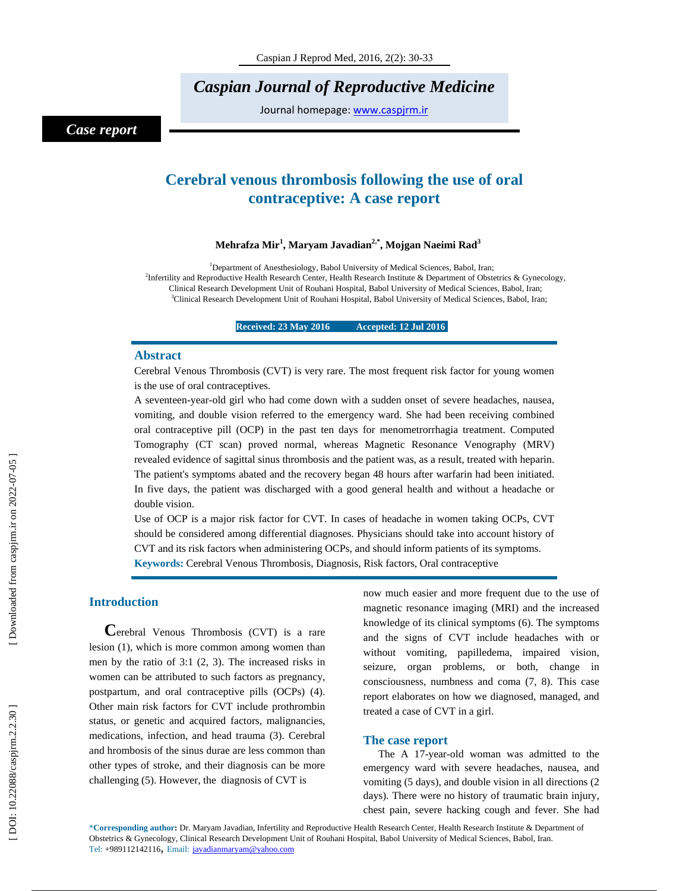*Case report*

# Cerebral venous thrombosis following the use of oral contraceptive: A case report

**Mehrafza Mir[1], Maryam Javadian[2,*], Mojgan Naeimi Rad[3]**

[1]Department of Anesthesiology, Babol University of Medical Sciences, Babol, Iran;
[2]Infertility and Reproductive Health Research Center, Health Research Institute & Department of Obstetrics & Gynecology, Clinical Research Development Unit of Rouhani Hospital, Babol University of Medical Sciences, Babol, Iran;
[3]Clinical Research Development Unit of Rouhani Hospital, Babol University of Medical Sciences, Babol, Iran;

**Received: 23 May 2016 Accepted: 12 Jul 2016**

## Abstract

Cerebral Venous Thrombosis (CVT) is very rare. The most frequent risk factor for young women is the use of oral contraceptives.

A seventeen-year-old girl who had come down with a sudden onset of severe headaches, nausea, vomiting, and double vision referred to the emergency ward. She had been receiving combined oral contraceptive pill (OCP) in the past ten days for menometrorrhagia treatment. Computed Tomography (CT scan) proved normal, whereas Magnetic Resonance Venography (MRV) revealed evidence of sagittal sinus thrombosis and the patient was, as a result, treated with heparin. The patient's symptoms abated and the recovery began 48 hours after warfarin had been initiated. In five days, the patient was discharged with a good general health and without a headache or double vision.

Use of OCP is a major risk factor for CVT. In cases of headache in women taking OCPs, CVT should be considered among differential diagnoses. Physicians should take into account history of CVT and its risk factors when administering OCPs, and should inform patients of its symptoms.

**Keywords:** Cerebral Venous Thrombosis, Diagnosis, Risk factors, Oral contraceptive

## Introduction

Cerebral Venous Thrombosis (CVT) is a rare lesion (1), which is more common among women than men by the ratio of 3:1 (2, 3). The increased risks in women can be attributed to such factors as pregnancy, postpartum, and oral contraceptive pills (OCPs) (4). Other main risk factors for CVT include prothrombin status, or genetic and acquired factors, malignancies, medications, infection, and head trauma (3). Cerebral and hrombosis of the sinus durae are less common than other types of stroke, and their diagnosis can be more challenging (5). However, the diagnosis of CVT is now much easier and more frequent due to the use of magnetic resonance imaging (MRI) and the increased knowledge of its clinical symptoms (6). The symptoms and the signs of CVT include headaches with or without vomiting, papilledema, impaired vision, seizure, organ problems, or both, change in consciousness, numbness and coma (7, 8). This case report elaborates on how we diagnosed, managed, and treated a case of CVT in a girl.

## The case report

The A 17-year-old woman was admitted to the emergency ward with severe headaches, nausea, and vomiting (5 days), and double vision in all directions (2 days). There were no history of traumatic brain injury, chest pain, severe hacking cough and fever. She had

*Corresponding author: Dr. Maryam Javadian, Infertility and Reproductive Health Research Center, Health Research Institute & Department of Obstetrics & Gynecology, Clinical Research Development Unit of Rouhani Hospital, Babol University of Medical Sciences, Babol, Iran.
Tel: +989112142116, Email: javadianmaryam@yahoo.com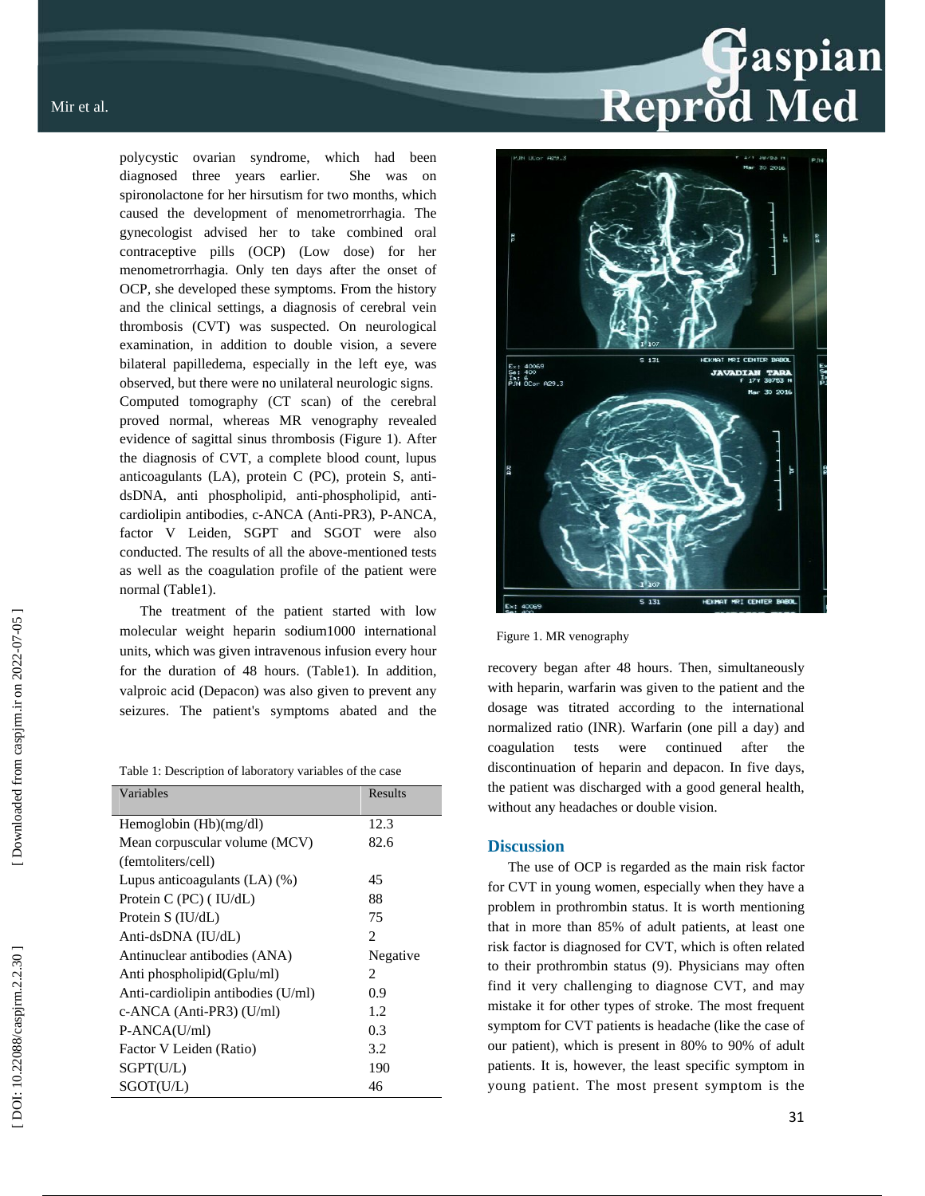polycystic ovarian syndrome, which had been diagnosed three years earlier. She was on spironolactone for her hirsutism for two months, which caused the development of menometrorrhagia. The gynecologist advised her to take combined oral contraceptive pills (OCP) (Low dose) for her menometrorrhagia. Only ten days after the onset of OCP, she developed these symptoms. From the history and the clinical settings, a diagnosis of cerebral vein thrombosis (CVT) was suspected. On neurological examination, in addition to double vision, a severe bilateral papilledema, especially in the left eye, was observed, but there were no unilateral neurologic signs. Computed tomography (CT scan) of the cerebral proved normal, whereas MR venography revealed evidence of sagittal sinus thrombosis (Figure 1). After the diagnosis of CVT, a complete blood count, lupus anticoagulants (LA), protein C (PC), protein S, anti-dsDNA, anti phospholipid, anti-phospholipid, anti-cardiolipin antibodies, c-ANCA (Anti-PR3), P-ANCA, factor V Leiden, SGPT and SGOT were also conducted. The results of all the above-mentioned tests as well as the coagulation profile of the patient were normal (Table1).

The treatment of the patient started with low molecular weight heparin sodium1000 international units, which was given intravenous infusion every hour for the duration of 48 hours. (Table1). In addition, valproic acid (Depacon) was also given to prevent any seizures. The patient's symptoms abated and the recovery began after 48 hours. Then, simultaneously with heparin, warfarin was given to the patient and the dosage was titrated according to the international normalized ratio (INR). Warfarin (one pill a day) and coagulation tests were continued after the discontinuation of heparin and depacon. In five days, the patient was discharged with a good general health, without any headaches or double vision.

Table 1: Description of laboratory variables of the case

| Variables | Results |
|---|---|
| Hemoglobin (Hb)(mg/dl) | 12.3 |
| Mean corpuscular volume (MCV) (femtoliters/cell) | 82.6 |
| Lupus anticoagulants (LA) (%) | 45 |
| Protein C (PC) ( IU/dL) | 88 |
| Protein S (IU/dL) | 75 |
| Anti-dsDNA (IU/dL) | 2 |
| Antinuclear antibodies (ANA) | Negative |
| Anti phospholipid(Gplu/ml) | 2 |
| Anti-cardiolipin antibodies (U/ml) | 0.9 |
| c-ANCA (Anti-PR3) (U/ml) | 1.2 |
| P-ANCA(U/ml) | 0.3 |
| Factor V Leiden (Ratio) | 3.2 |
| SGPT(U/L) | 190 |
| SGOT(U/L) | 46 |

Figure 1. MR venography

## Discussion

The use of OCP is regarded as the main risk factor for CVT in young women, especially when they have a problem in prothrombin status. It is worth mentioning that in more than 85% of adult patients, at least one risk factor is diagnosed for CVT, which is often related to their prothrombin status (9). Physicians may often find it very challenging to diagnose CVT, and may mistake it for other types of stroke. The most frequent symptom for CVT patients is headache (like the case of our patient), which is present in 80% to 90% of adult patients. It is, however, the least specific symptom in young patient. The most present symptom is the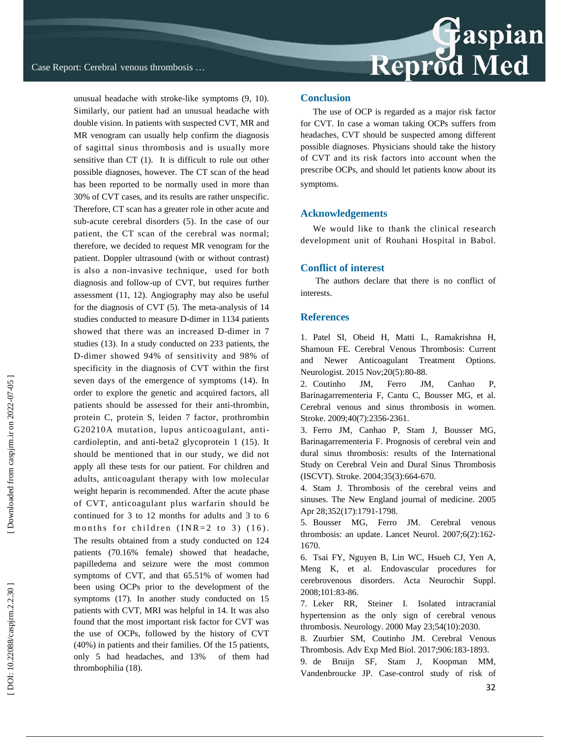unusual headache with stroke-like symptoms (9, 10). Similarly, our patient had an unusual headache with double vision. In patients with suspected CVT, MR and MR venogram can usually help confirm the diagnosis of sagittal sinus thrombosis and is usually more sensitive than CT (1). It is difficult to rule out other possible diagnoses, however. The CT scan of the head has been reported to be normally used in more than 30% of CVT cases, and its results are rather unspecific. Therefore, CT scan has a greater role in other acute and sub-acute cerebral disorders (5). In the case of our patient, the CT scan of the cerebral was normal; therefore, we decided to request MR venogram for the patient. Doppler ultrasound (with or without contrast) is also a non-invasive technique, used for both diagnosis and follow-up of CVT, but requires further assessment (11, 12). Angiography may also be useful for the diagnosis of CVT (5). The meta-analysis of 14 studies conducted to measure D-dimer in 1134 patients showed that there was an increased D-dimer in 7 studies (13). In a study conducted on 233 patients, the D-dimer showed 94% of sensitivity and 98% of specificity in the diagnosis of CVT within the first seven days of the emergence of symptoms (14). In order to explore the genetic and acquired factors, all patients should be assessed for their anti-thrombin, protein C, protein S, leiden 7 factor, prothrombin G20210A mutation, lupus anticoagulant, anti-cardioleptin, and anti-beta2 glycoprotein 1 (15). It should be mentioned that in our study, we did not apply all these tests for our patient. For children and adults, anticoagulant therapy with low molecular weight heparin is recommended. After the acute phase of CVT, anticoagulant plus warfarin should be continued for 3 to 12 months for adults and 3 to 6 months for children (INR=2 to 3) (16). The results obtained from a study conducted on 124 patients (70.16% female) showed that headache, papilledema and seizure were the most common symptoms of CVT, and that 65.51% of women had been using OCPs prior to the development of the symptoms (17). In another study conducted on 15 patients with CVT, MRI was helpful in 14. It was also found that the most important risk factor for CVT was the use of OCPs, followed by the history of CVT (40%) in patients and their families. Of the 15 patients, only 5 had headaches, and 13% of them had thrombophilia (18).

## Conclusion

The use of OCP is regarded as a major risk factor for CVT. In case a woman taking OCPs suffers from headaches, CVT should be suspected among different possible diagnoses. Physicians should take the history of CVT and its risk factors into account when the prescribe OCPs, and should let patients know about its symptoms.

## Acknowledgements

We would like to thank the clinical research development unit of Rouhani Hospital in Babol.

## Conflict of interest

The authors declare that there is no conflict of interests.

## References

1. Patel SI, Obeid H, Matti L, Ramakrishna H, Shamoun FE. Cerebral Venous Thrombosis: Current and Newer Anticoagulant Treatment Options. Neurologist. 2015 Nov;20(5):80-88.
2. Coutinho JM, Ferro JM, Canhao P, Barinagarrementeria F, Cantu C, Bousser MG, et al. Cerebral venous and sinus thrombosis in women. Stroke. 2009;40(7):2356-2361.
3. Ferro JM, Canhao P, Stam J, Bousser MG, Barinagarrementeria F. Prognosis of cerebral vein and dural sinus thrombosis: results of the International Study on Cerebral Vein and Dural Sinus Thrombosis (ISCVT). Stroke. 2004;35(3):664-670.
4. Stam J. Thrombosis of the cerebral veins and sinuses. The New England journal of medicine. 2005 Apr 28;352(17):1791-1798.
5. Bousser MG, Ferro JM. Cerebral venous thrombosis: an update. Lancet Neurol. 2007;6(2):162-1670.
6. Tsai FY, Nguyen B, Lin WC, Hsueh CJ, Yen A, Meng K, et al. Endovascular procedures for cerebrovenous disorders. Acta Neurochir Suppl. 2008;101:83-86.
7. Leker RR, Steiner I. Isolated intracranial hypertension as the only sign of cerebral venous thrombosis. Neurology. 2000 May 23;54(10):2030.
8. Zuurbier SM, Coutinho JM. Cerebral Venous Thrombosis. Adv Exp Med Biol. 2017;906:183-1893.
9. de Bruijn SF, Stam J, Koopman MM, Vandenbroucke JP. Case-control study of risk of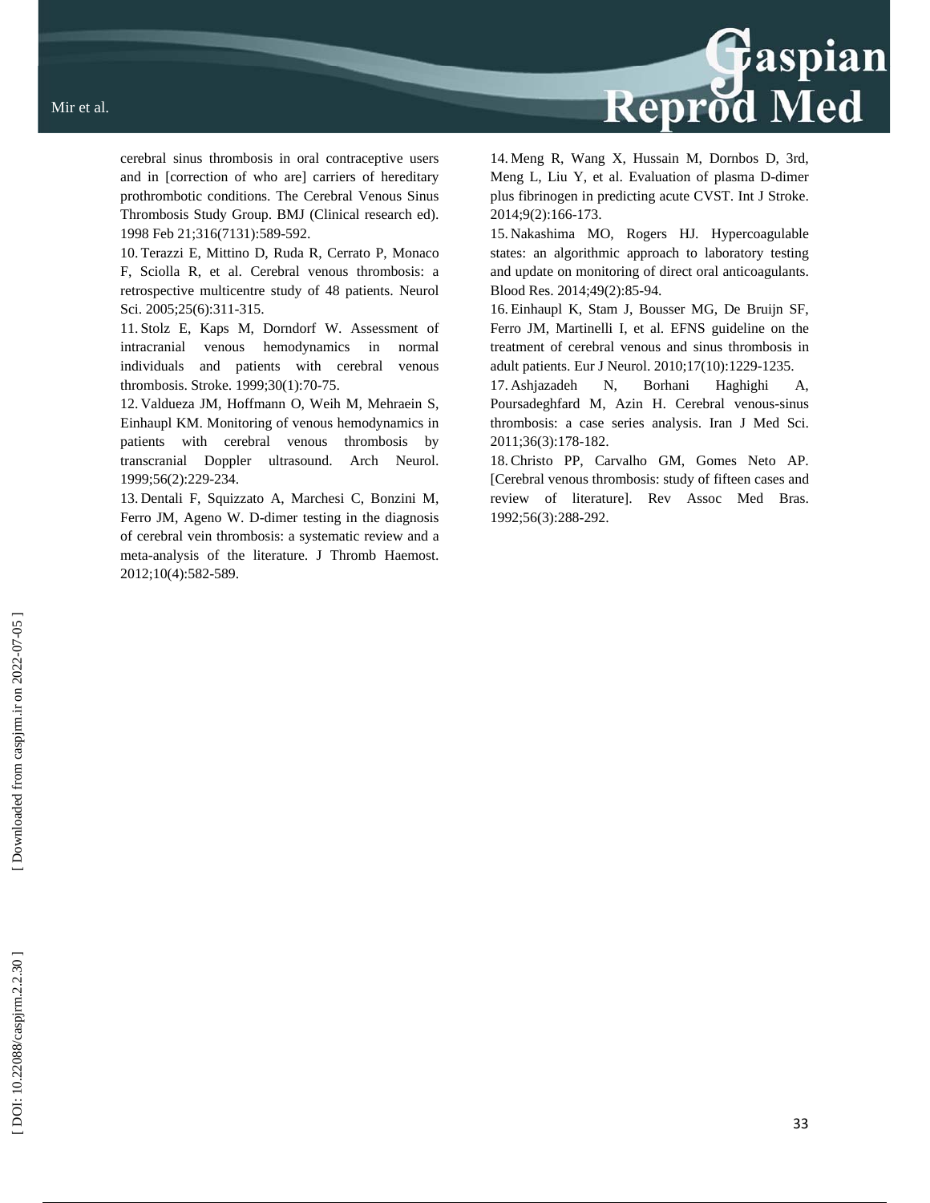cerebral sinus thrombosis in oral contraceptive users and in [correction of who are] carriers of hereditary prothrombotic conditions. The Cerebral Venous Sinus Thrombosis Study Group. BMJ (Clinical research ed). 1998 Feb 21;316(7131):589-592.

10. Terazzi E, Mittino D, Ruda R, Cerrato P, Monaco F, Sciolla R, et al. Cerebral venous thrombosis: a retrospective multicentre study of 48 patients. Neurol Sci. 2005;25(6):311-315.

11. Stolz E, Kaps M, Dorndorf W. Assessment of intracranial venous hemodynamics in normal individuals and patients with cerebral venous thrombosis. Stroke. 1999;30(1):70-75.

12. Valdueza JM, Hoffmann O, Weih M, Mehraein S, Einhaupl KM. Monitoring of venous hemodynamics in patients with cerebral venous thrombosis by transcranial Doppler ultrasound. Arch Neurol. 1999;56(2):229-234.

13. Dentali F, Squizzato A, Marchesi C, Bonzini M, Ferro JM, Ageno W. D-dimer testing in the diagnosis of cerebral vein thrombosis: a systematic review and a meta-analysis of the literature. J Thromb Haemost. 2012;10(4):582-589.

14. Meng R, Wang X, Hussain M, Dornbos D, 3rd, Meng L, Liu Y, et al. Evaluation of plasma D-dimer plus fibrinogen in predicting acute CVST. Int J Stroke. 2014;9(2):166-173.

15. Nakashima MO, Rogers HJ. Hypercoagulable states: an algorithmic approach to laboratory testing and update on monitoring of direct oral anticoagulants. Blood Res. 2014;49(2):85-94.

16. Einhaupl K, Stam J, Bousser MG, De Bruijn SF, Ferro JM, Martinelli I, et al. EFNS guideline on the treatment of cerebral venous and sinus thrombosis in adult patients. Eur J Neurol. 2010;17(10):1229-1235.

17. Ashjazadeh N, Borhani Haghighi A, Poursadeghfard M, Azin H. Cerebral venous-sinus thrombosis: a case series analysis. Iran J Med Sci. 2011;36(3):178-182.

18. Christo PP, Carvalho GM, Gomes Neto AP. [Cerebral venous thrombosis: study of fifteen cases and review of literature]. Rev Assoc Med Bras. 1992;56(3):288-292.